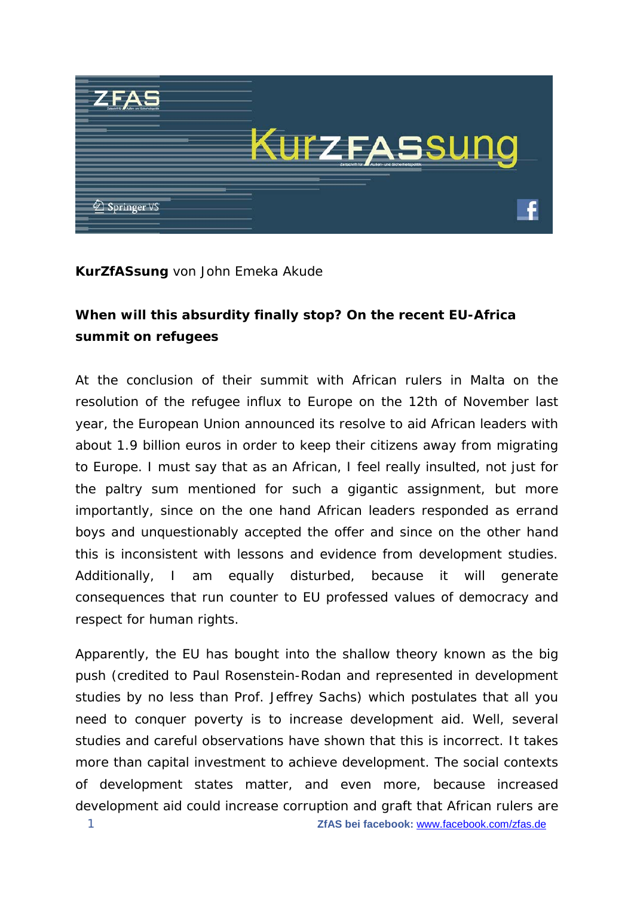**KurZfASsung** von John Emeka Akude

## When will this absurdity finally stop? On the recent EU-Africa summit on refugees

At the conclusion of their summit with African rulers in Malta on the resolution of the refugee influx to Europe on the 12th of November last year, the European Union announced its resolve to aid African leaders with about 1.9 billion euros in order to keep their citizens away from migrating to Europe. I must say that as an African, I feel really insulted, not just for the paltry sum mentioned for such a gigantic assignment, but more importantly, since on the one hand African leaders responded as errand boys and unquestionably accepted the offer and since on the other hand this is inconsistent with lessons and evidence from development studies. Additionally, I am equally disturbed, because it will generate consequences that run counter to EU professed values of democracy and respect for human rights.

Apparently, the EU has bought into the shallow theory known as the big push (credited to Paul Rosenstein-Rodan and represented in development studies by no less than Prof. Jeffrey Sachs) which postulates that all you need to conquer poverty is to increase development aid. Well, several studies and careful observations have shown that this is incorrect. It takes more than capital investment to achieve development. The social contexts of development states matter, and even more, because increased development aid could increase corruption and graft that African rulers are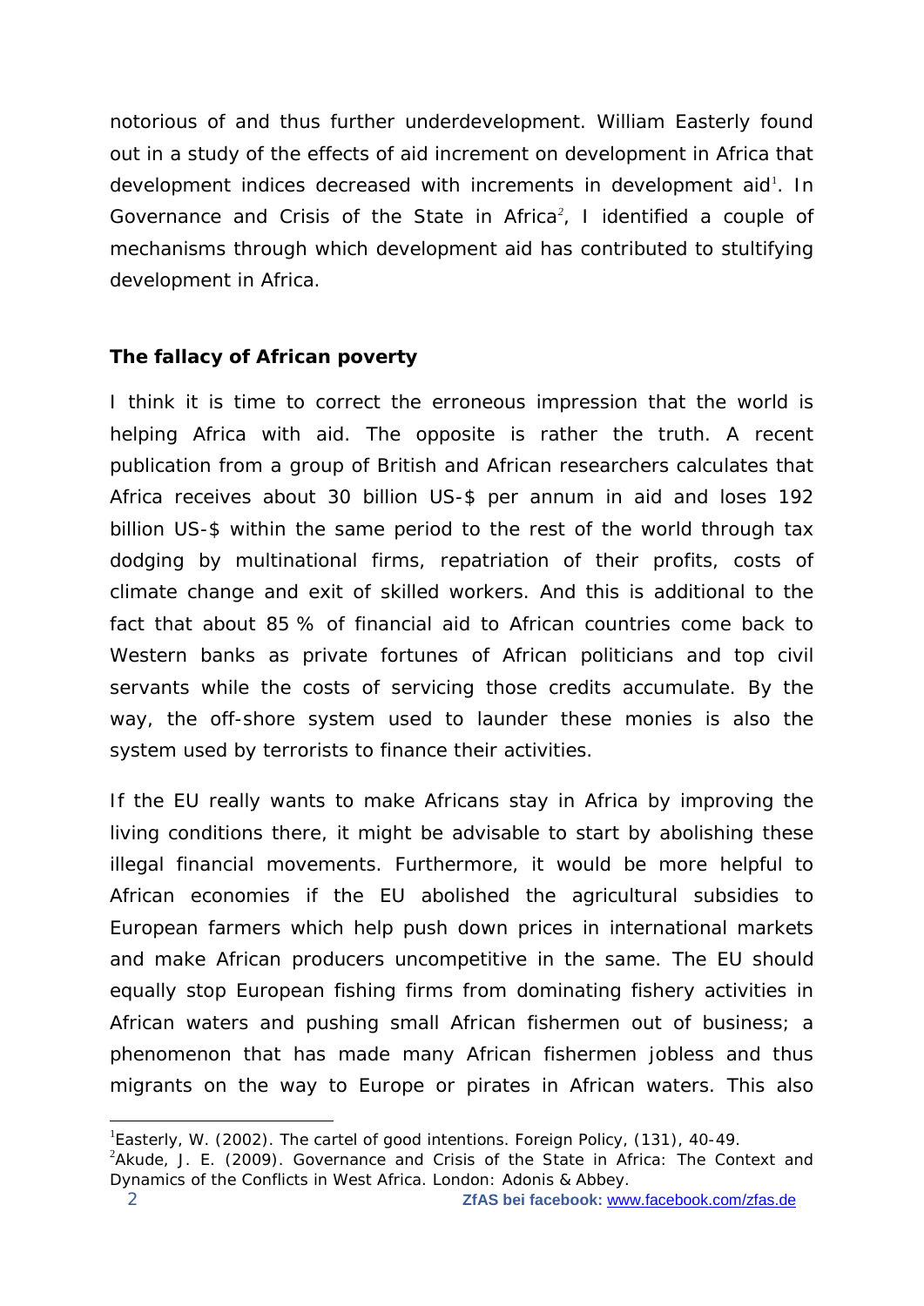notorious of and thus further underdevelopment. William Easterly found out in a study of the effects of aid increment on development in Africa that development indices decreased with increments in development aid[1]. In *Governance and Crisis of the State in Africa*[2], I identified a couple of mechanisms through which development aid has contributed to stultifying development in Africa.

**The fallacy of African poverty**

I think it is time to correct the erroneous impression that the world is helping Africa with aid. The opposite is rather the truth. A recent publication from a group of British and African researchers calculates that Africa receives about 30 billion US-$ per annum in aid and loses 192 billion US-$ within the same period to the rest of the world through tax dodging by multinational firms, repatriation of their profits, costs of climate change and exit of skilled workers. And this is additional to the fact that about 85 % of financial aid to African countries come back to Western banks as private fortunes of African politicians and top civil servants while the costs of servicing those credits accumulate. By the way, the off-shore system used to launder these monies is also the system used by terrorists to finance their activities.

If the EU really wants to make Africans stay in Africa by improving the living conditions there, it might be advisable to start by abolishing these illegal financial movements. Furthermore, it would be more helpful to African economies if the EU abolished the agricultural subsidies to European farmers which help push down prices in international markets and make African producers uncompetitive in the same. The EU should equally stop European fishing firms from dominating fishery activities in African waters and pushing small African fishermen out of business; a phenomenon that has made many African fishermen jobless and thus migrants on the way to Europe or pirates in African waters. This also

[1] Easterly, W. (2002). The cartel of good intentions. Foreign Policy, (131), 40-49.

[2] Akude, J. E. (2009). Governance and Crisis of the State in Africa: The Context and Dynamics of the Conflicts in West Africa. London: Adonis & Abbey.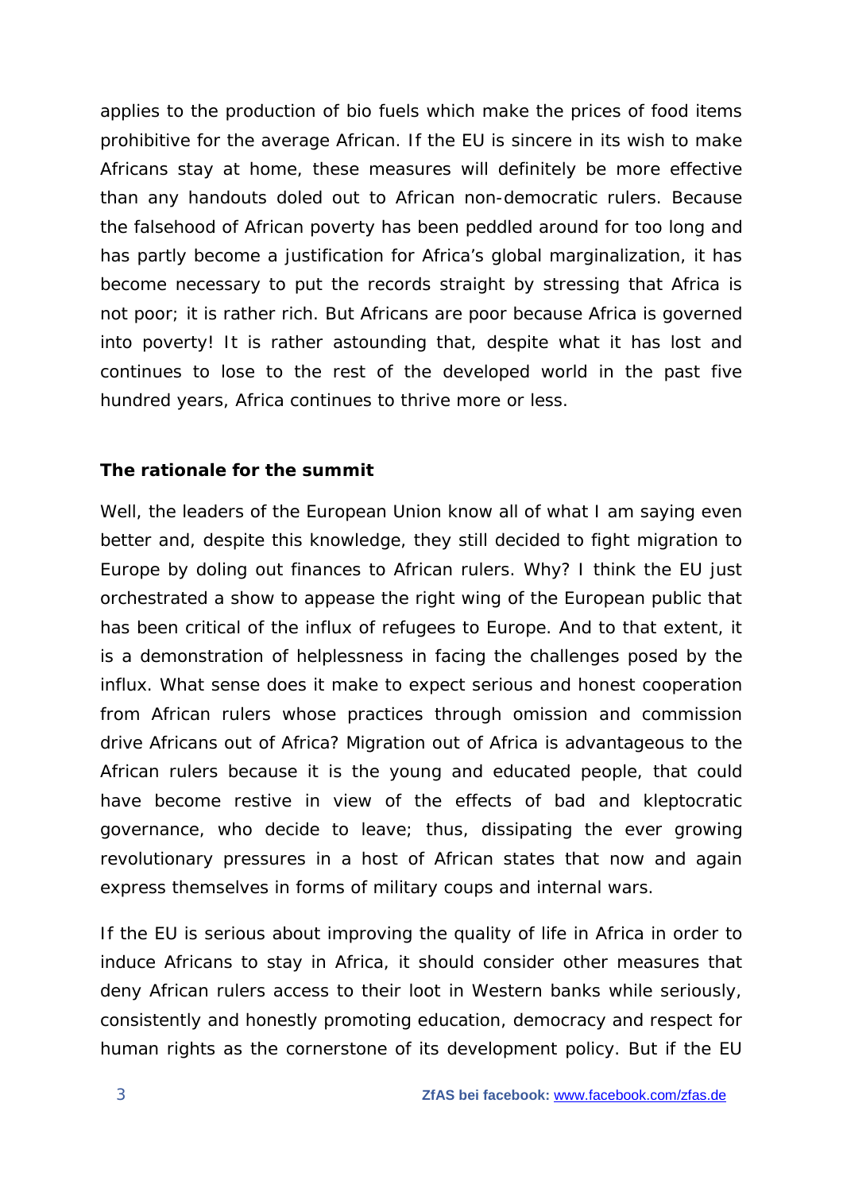applies to the production of bio fuels which make the prices of food items prohibitive for the average African. If the EU is sincere in its wish to make Africans stay at home, these measures will definitely be more effective than any handouts doled out to African non-democratic rulers. Because the falsehood of African poverty has been peddled around for too long and has partly become a justification for Africa's global marginalization, it has become necessary to put the records straight by stressing that Africa is not poor; it is rather rich. But Africans are poor because Africa is governed into poverty! It is rather astounding that, despite what it has lost and continues to lose to the rest of the developed world in the past five hundred years, Africa continues to thrive more or less.

**The rationale for the summit**

Well, the leaders of the European Union know all of what I am saying even better and, despite this knowledge, they still decided to fight migration to Europe by doling out finances to African rulers. Why? I think the EU just orchestrated a show to appease the right wing of the European public that has been critical of the influx of refugees to Europe. And to that extent, it is a demonstration of helplessness in facing the challenges posed by the influx. What sense does it make to expect serious and honest cooperation from African rulers whose practices through omission and commission drive Africans out of Africa? Migration out of Africa is advantageous to the African rulers because it is the young and educated people, that could have become restive in view of the effects of bad and kleptocratic governance, who decide to leave; thus, dissipating the ever growing revolutionary pressures in a host of African states that now and again express themselves in forms of military coups and internal wars.

If the EU is serious about improving the quality of life in Africa in order to induce Africans to stay in Africa, it should consider other measures that deny African rulers access to their loot in Western banks while seriously, consistently and honestly promoting education, democracy and respect for human rights as the cornerstone of its development policy. But if the EU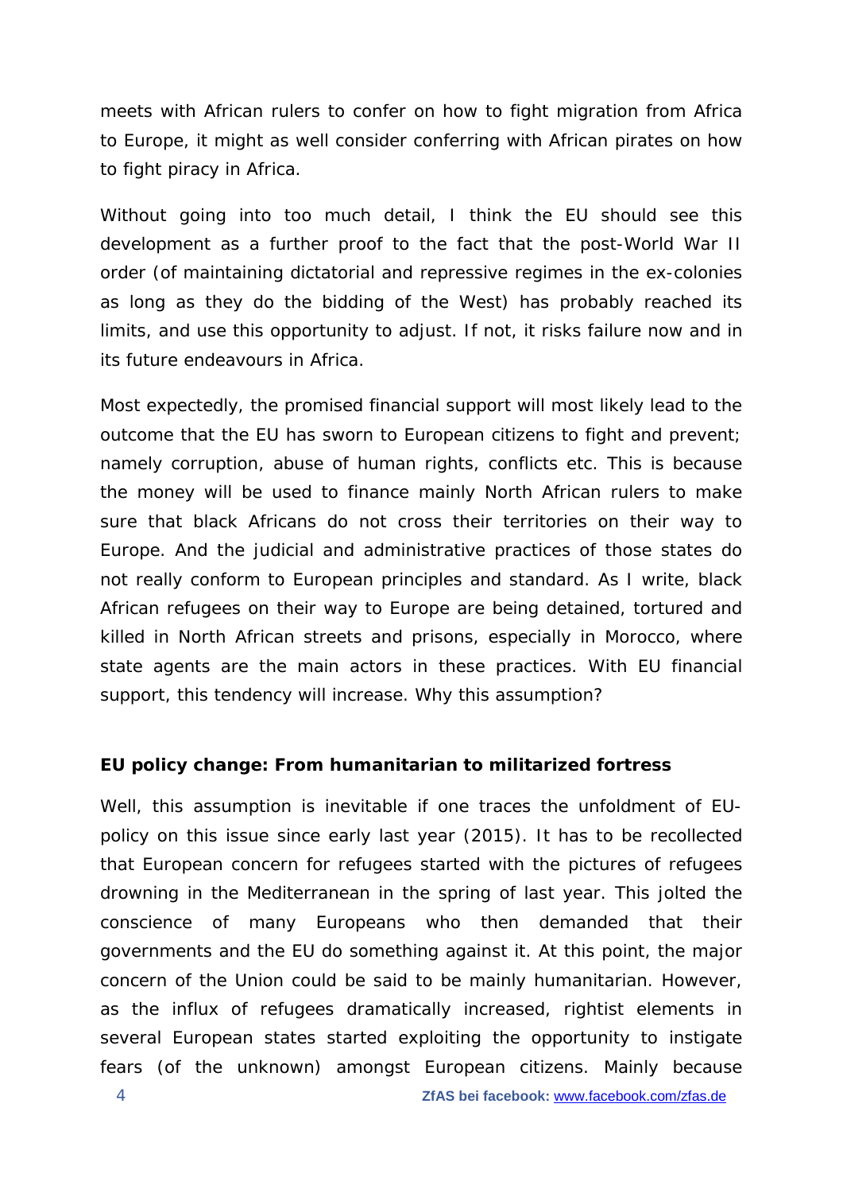meets with African rulers to confer on how to fight migration from Africa to Europe, it might as well consider conferring with African pirates on how to fight piracy in Africa.

Without going into too much detail, I think the EU should see this development as a further proof to the fact that the post-World War II order (of maintaining dictatorial and repressive regimes in the ex-colonies as long as they do the bidding of the West) has probably reached its limits, and use this opportunity to adjust. If not, it risks failure now and in its future endeavours in Africa.

Most expectedly, the promised financial support will most likely lead to the outcome that the EU has sworn to European citizens to fight and prevent; namely corruption, abuse of human rights, conflicts etc. This is because the money will be used to finance mainly North African rulers to make sure that black Africans do not cross their territories on their way to Europe. And the judicial and administrative practices of those states do not really conform to European principles and standard. As I write, black African refugees on their way to Europe are being detained, tortured and killed in North African streets and prisons, especially in Morocco, where state agents are the main actors in these practices. With EU financial support, this tendency will increase. Why this assumption?

**EU policy change: From humanitarian to militarized fortress**

Well, this assumption is inevitable if one traces the unfoldment of EU-policy on this issue since early last year (2015). It has to be recollected that European concern for refugees started with the pictures of refugees drowning in the Mediterranean in the spring of last year. This jolted the conscience of many Europeans who then demanded that their governments and the EU do something against it. At this point, the major concern of the Union could be said to be mainly humanitarian. However, as the influx of refugees dramatically increased, rightist elements in several European states started exploiting the opportunity to instigate fears (of the unknown) amongst European citizens. Mainly because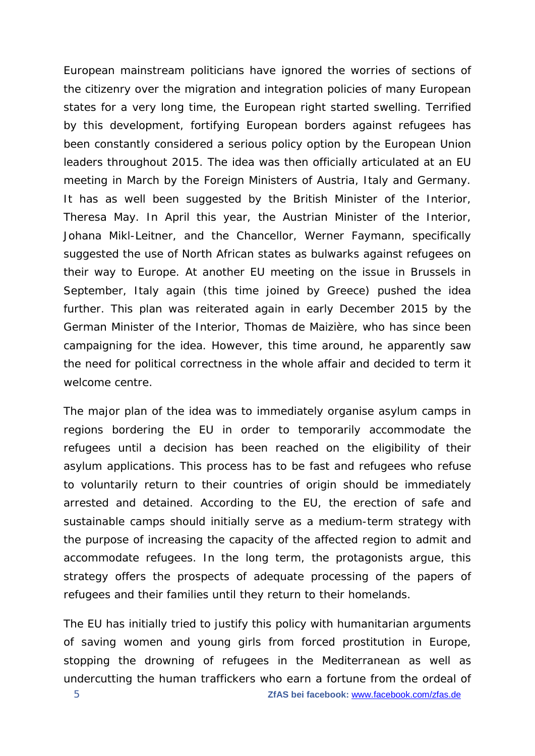European mainstream politicians have ignored the worries of sections of the citizenry over the migration and integration policies of many European states for a very long time, the European right started swelling. Terrified by this development, fortifying European borders against refugees has been constantly considered a serious policy option by the European Union leaders throughout 2015. The idea was then officially articulated at an EU meeting in March by the Foreign Ministers of Austria, Italy and Germany. It has as well been suggested by the British Minister of the Interior, Theresa May. In April this year, the Austrian Minister of the Interior, Johana Mikl-Leitner, and the Chancellor, Werner Faymann, specifically suggested the use of North African states as bulwarks against refugees on their way to Europe. At another EU meeting on the issue in Brussels in September, Italy again (this time joined by Greece) pushed the idea further. This plan was reiterated again in early December 2015 by the German Minister of the Interior, Thomas de Maizière, who has since been campaigning for the idea. However, this time around, he apparently saw the need for political correctness in the whole affair and decided to term it welcome centre.

The major plan of the idea was to immediately organise asylum camps in regions bordering the EU in order to temporarily accommodate the refugees until a decision has been reached on the eligibility of their asylum applications. This process has to be fast and refugees who refuse to voluntarily return to their countries of origin should be immediately arrested and detained. According to the EU, the erection of safe and sustainable camps should initially serve as a medium-term strategy with the purpose of increasing the capacity of the affected region to admit and accommodate refugees. In the long term, the protagonists argue, this strategy offers the prospects of adequate processing of the papers of refugees and their families until they return to their homelands.

The EU has initially tried to justify this policy with humanitarian arguments of saving women and young girls from forced prostitution in Europe, stopping the drowning of refugees in the Mediterranean as well as undercutting the human traffickers who earn a fortune from the ordeal of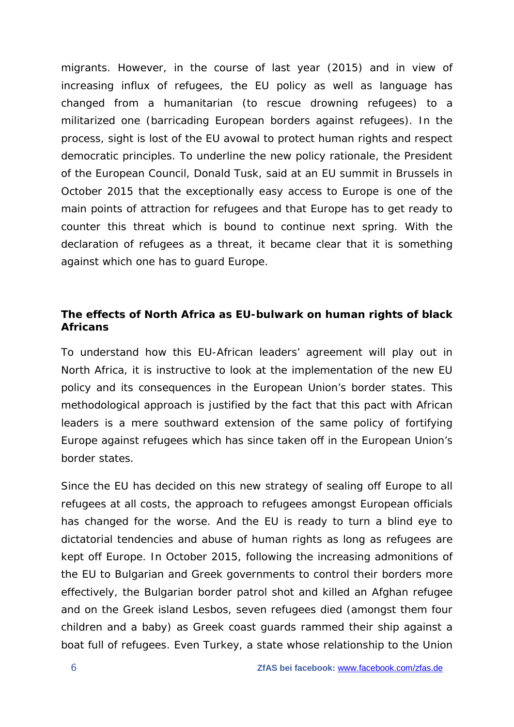migrants. However, in the course of last year (2015) and in view of increasing influx of refugees, the EU policy as well as language has changed from a humanitarian (to rescue drowning refugees) to a militarized one (barricading European borders against refugees). In the process, sight is lost of the EU avowal to protect human rights and respect democratic principles. To underline the new policy rationale, the President of the European Council, Donald Tusk, said at an EU summit in Brussels in October 2015 that the exceptionally easy access to Europe is one of the main points of attraction for refugees and that Europe has to get ready to counter this threat which is bound to continue next spring. With the declaration of refugees as a threat, it became clear that it is something against which one has to guard Europe.

### The effects of North Africa as EU-bulwark on human rights of black Africans

To understand how this EU-African leaders' agreement will play out in North Africa, it is instructive to look at the implementation of the new EU policy and its consequences in the European Union's border states. This methodological approach is justified by the fact that this pact with African leaders is a mere southward extension of the same policy of fortifying Europe against refugees which has since taken off in the European Union's border states.

Since the EU has decided on this new strategy of sealing off Europe to all refugees at all costs, the approach to refugees amongst European officials has changed for the worse. And the EU is ready to turn a blind eye to dictatorial tendencies and abuse of human rights as long as refugees are kept off Europe. In October 2015, following the increasing admonitions of the EU to Bulgarian and Greek governments to control their borders more effectively, the Bulgarian border patrol shot and killed an Afghan refugee and on the Greek island Lesbos, seven refugees died (amongst them four children and a baby) as Greek coast guards rammed their ship against a boat full of refugees. Even Turkey, a state whose relationship to the Union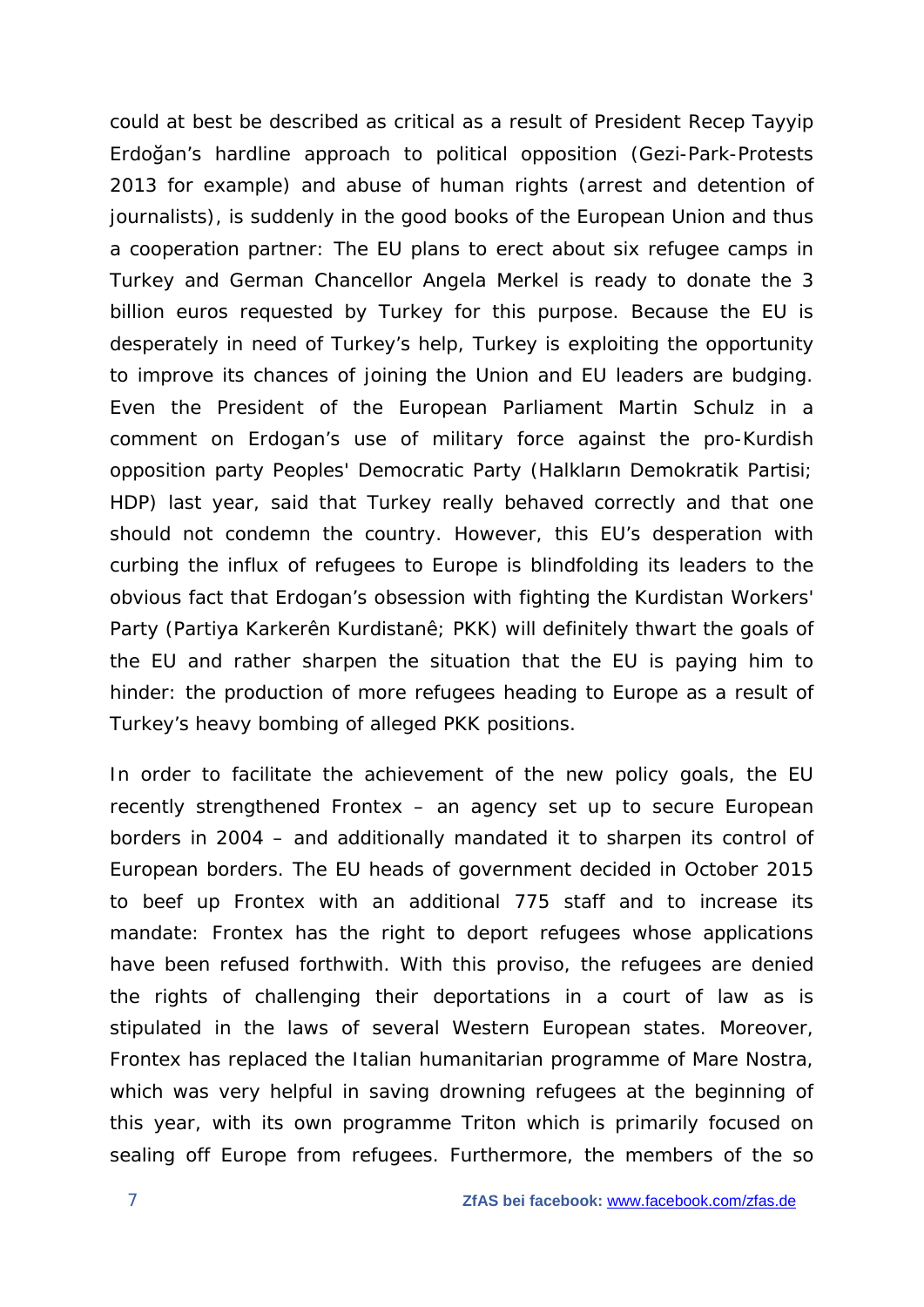could at best be described as critical as a result of President Recep Tayyip Erdoğan's hardline approach to political opposition (Gezi-Park-Protests 2013 for example) and abuse of human rights (arrest and detention of journalists), is suddenly in the good books of the European Union and thus a cooperation partner: The EU plans to erect about six refugee camps in Turkey and German Chancellor Angela Merkel is ready to donate the 3 billion euros requested by Turkey for this purpose. Because the EU is desperately in need of Turkey's help, Turkey is exploiting the opportunity to improve its chances of joining the Union and EU leaders are budging. Even the President of the European Parliament Martin Schulz in a comment on Erdogan's use of military force against the pro-Kurdish opposition party Peoples' Democratic Party (Halkların Demokratik Partisi; HDP) last year, said that Turkey really behaved correctly and that one should not condemn the country. However, this EU's desperation with curbing the influx of refugees to Europe is blindfolding its leaders to the obvious fact that Erdogan's obsession with fighting the Kurdistan Workers' Party (Partiya Karkerên Kurdistanê; PKK) will definitely thwart the goals of the EU and rather sharpen the situation that the EU is paying him to hinder: the production of more refugees heading to Europe as a result of Turkey's heavy bombing of alleged PKK positions.

In order to facilitate the achievement of the new policy goals, the EU recently strengthened Frontex – an agency set up to secure European borders in 2004 – and additionally mandated it to sharpen its control of European borders. The EU heads of government decided in October 2015 to beef up Frontex with an additional 775 staff and to increase its mandate: Frontex has the right to deport refugees whose applications have been refused forthwith. With this proviso, the refugees are denied the rights of challenging their deportations in a court of law as is stipulated in the laws of several Western European states. Moreover, Frontex has replaced the Italian humanitarian programme of Mare Nostra, which was very helpful in saving drowning refugees at the beginning of this year, with its own programme Triton which is primarily focused on sealing off Europe from refugees. Furthermore, the members of the so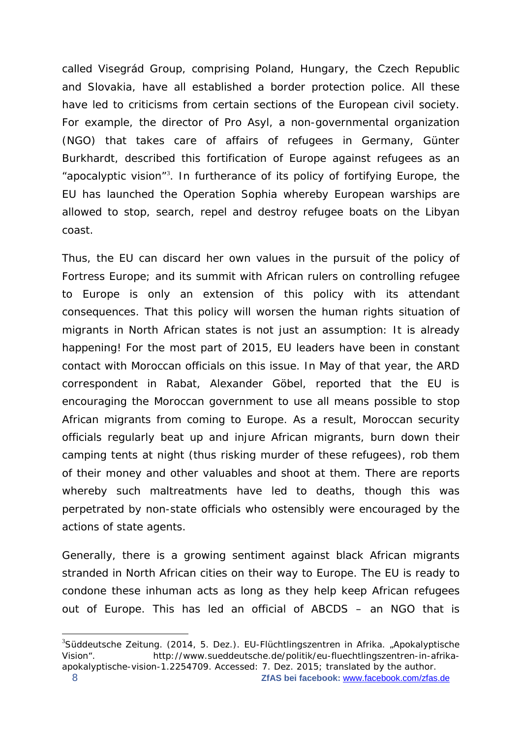called Visegrád Group, comprising Poland, Hungary, the Czech Republic and Slovakia, have all established a border protection police. All these have led to criticisms from certain sections of the European civil society. For example, the director of Pro Asyl, a non-governmental organization (NGO) that takes care of affairs of refugees in Germany, Günter Burkhardt, described this fortification of Europe against refugees as an "apocalyptic vision"[3]. In furtherance of its policy of fortifying Europe, the EU has launched the Operation Sophia whereby European warships are allowed to stop, search, repel and destroy refugee boats on the Libyan coast.

Thus, the EU can discard her own values in the pursuit of the policy of Fortress Europe; and its summit with African rulers on controlling refugee to Europe is only an extension of this policy with its attendant consequences. That this policy will worsen the human rights situation of migrants in North African states is not just an assumption: It is already happening! For the most part of 2015, EU leaders have been in constant contact with Moroccan officials on this issue. In May of that year, the ARD correspondent in Rabat, Alexander Göbel, reported that the EU is encouraging the Moroccan government to use all means possible to stop African migrants from coming to Europe. As a result, Moroccan security officials regularly beat up and injure African migrants, burn down their camping tents at night (thus risking murder of these refugees), rob them of their money and other valuables and shoot at them. There are reports whereby such maltreatments have led to deaths, though this was perpetrated by non-state officials who ostensibly were encouraged by the actions of state agents.

Generally, there is a growing sentiment against black African migrants stranded in North African cities on their way to Europe. The EU is ready to condone these inhuman acts as long as they help keep African refugees out of Europe. This has led an official of ABCDS – an NGO that is

---

[3] Süddeutsche Zeitung. (2014, 5. Dez.). EU-Flüchtlingszentren in Afrika. „Apokalyptische Vision". http://www.sueddeutsche.de/politik/eu-fluechtlingszentren-in-afrika-apokalyptische-vision-1.2254709. Accessed: 7. Dez. 2015; translated by the author.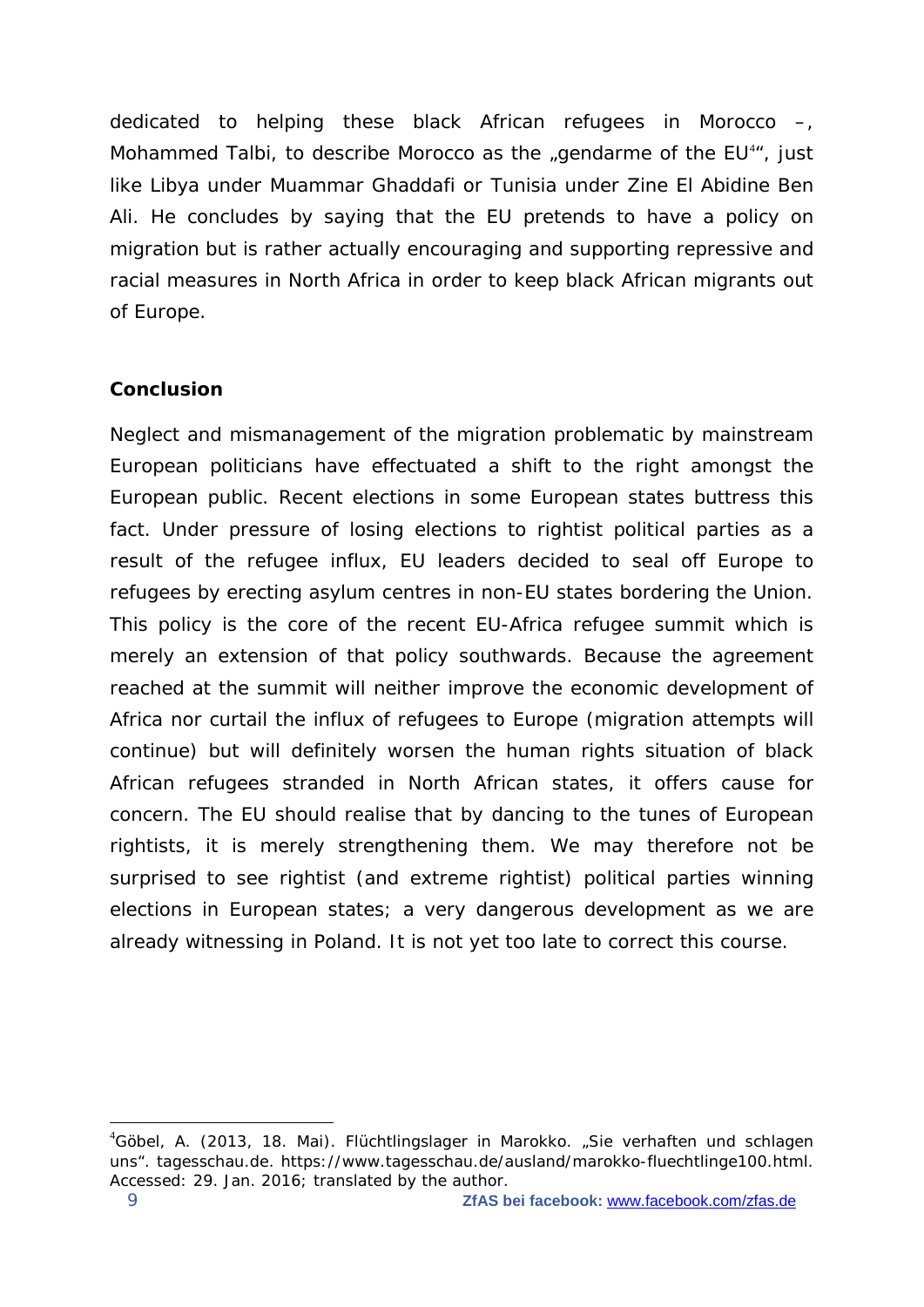dedicated to helping these black African refugees in Morocco –, Mohammed Talbi, to describe Morocco as the „gendarme of the EU[4]", just like Libya under Muammar Ghaddafi or Tunisia under Zine El Abidine Ben Ali. He concludes by saying that the EU pretends to have a policy on migration but is rather actually encouraging and supporting repressive and racial measures in North Africa in order to keep black African migrants out of Europe.

**Conclusion**

Neglect and mismanagement of the migration problematic by mainstream European politicians have effectuated a shift to the right amongst the European public. Recent elections in some European states buttress this fact. Under pressure of losing elections to rightist political parties as a result of the refugee influx, EU leaders decided to seal off Europe to refugees by erecting asylum centres in non-EU states bordering the Union. This policy is the core of the recent EU-Africa refugee summit which is merely an extension of that policy southwards. Because the agreement reached at the summit will neither improve the economic development of Africa nor curtail the influx of refugees to Europe (migration attempts will continue) but will definitely worsen the human rights situation of black African refugees stranded in North African states, it offers cause for concern. The EU should realise that by dancing to the tunes of European rightists, it is merely strengthening them. We may therefore not be surprised to see rightist (and extreme rightist) political parties winning elections in European states; a very dangerous development as we are already witnessing in Poland. It is not yet too late to correct this course.

---

[4]Göbel, A. (2013, 18. Mai). Flüchtlingslager in Marokko. „Sie verhaften und schlagen uns". tagesschau.de. https://www.tagesschau.de/ausland/marokko-fluechtlinge100.html. Accessed: 29. Jan. 2016; translated by the author.